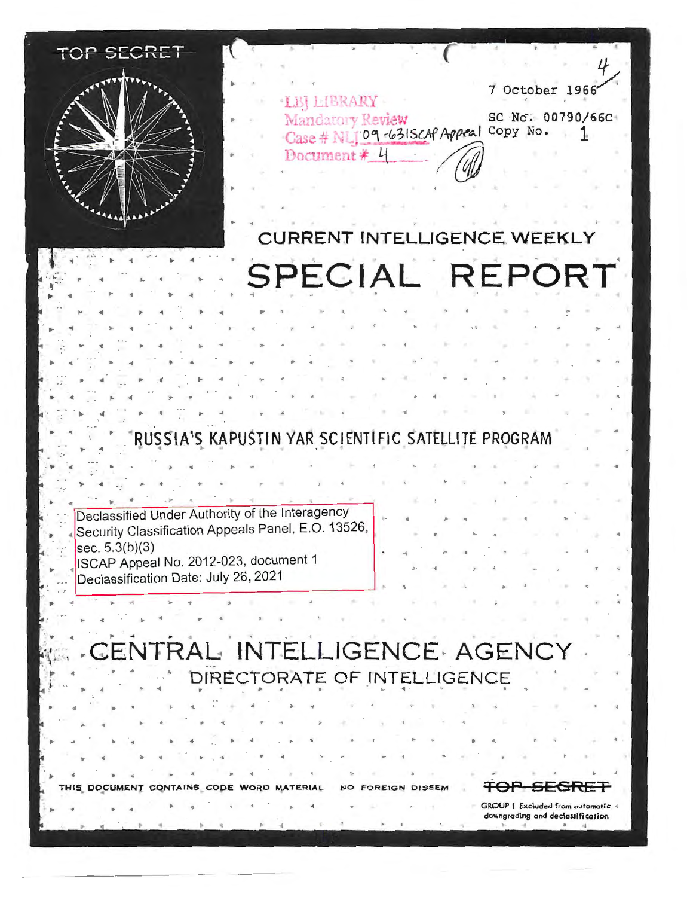TOP SECRET

LBJ LIBRARY
Mandatory Review
Case # NLJ 09-63ISCAP Appeal
Document # 4

7 October 1966

SC No. 00790/66C
Copy No. 1

# CURRENT INTELLIGENCE WEEKLY
# SPECIAL REPORT

## RUSSIA'S KAPUSTIN YAR SCIENTIFIC SATELLITE PROGRAM

Declassified Under Authority of the Interagency Security Classification Appeals Panel, E.O. 13526, sec. 5.3(b)(3)
ISCAP Appeal No. 2012-023, document 1
Declassification Date: July 26, 2021

## CENTRAL INTELLIGENCE AGENCY
### DIRECTORATE OF INTELLIGENCE

THIS DOCUMENT CONTAINS CODE WORD MATERIAL NO FOREIGN DISSEM

~~TOP SECRET~~

GROUP 1 Excluded from automatic downgrading and declassification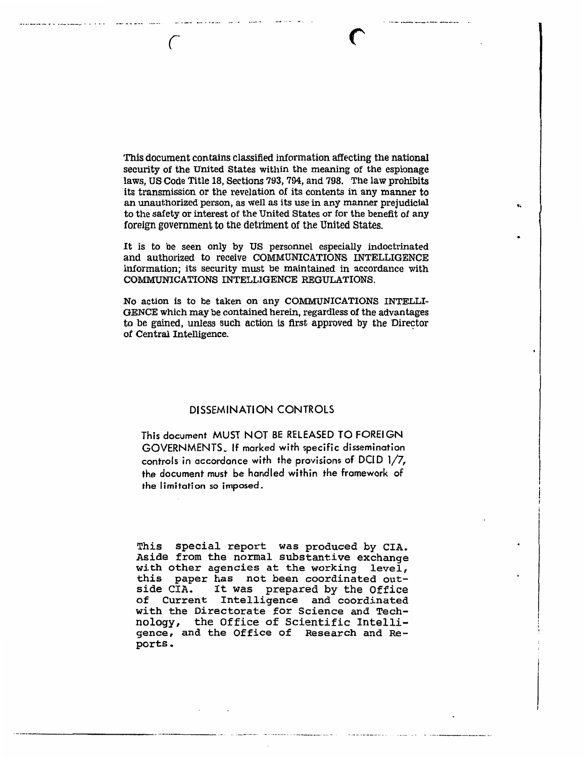This document contains classified information affecting the national security of the United States within the meaning of the espionage laws, US Code Title 18, Sections 793, 794, and 798. The law prohibits its transmission or the revelation of its contents in any manner to an unauthorized person, as well as its use in any manner prejudicial to the safety or interest of the United States or for the benefit of any foreign government to the detriment of the United States.

It is to be seen only by US personnel especially indoctrinated and authorized to receive COMMUNICATIONS INTELLIGENCE information; its security must be maintained in accordance with COMMUNICATIONS INTELLIGENCE REGULATIONS.

No action is to be taken on any COMMUNICATIONS INTELLIGENCE which may be contained herein, regardless of the advantages to be gained, unless such action is first approved by the Director of Central Intelligence.

## DISSEMINATION CONTROLS

This document MUST NOT BE RELEASED TO FOREIGN GOVERNMENTS. If marked with specific dissemination controls in accordance with the provisions of DCID 1/7, the document must be handled within the framework of the limitation so imposed.

This special report was produced by CIA. Aside from the normal substantive exchange with other agencies at the working level, this paper has not been coordinated outside CIA. It was prepared by the Office of Current Intelligence and coordinated with the Directorate for Science and Technology, the Office of Scientific Intelligence, and the Office of Research and Reports.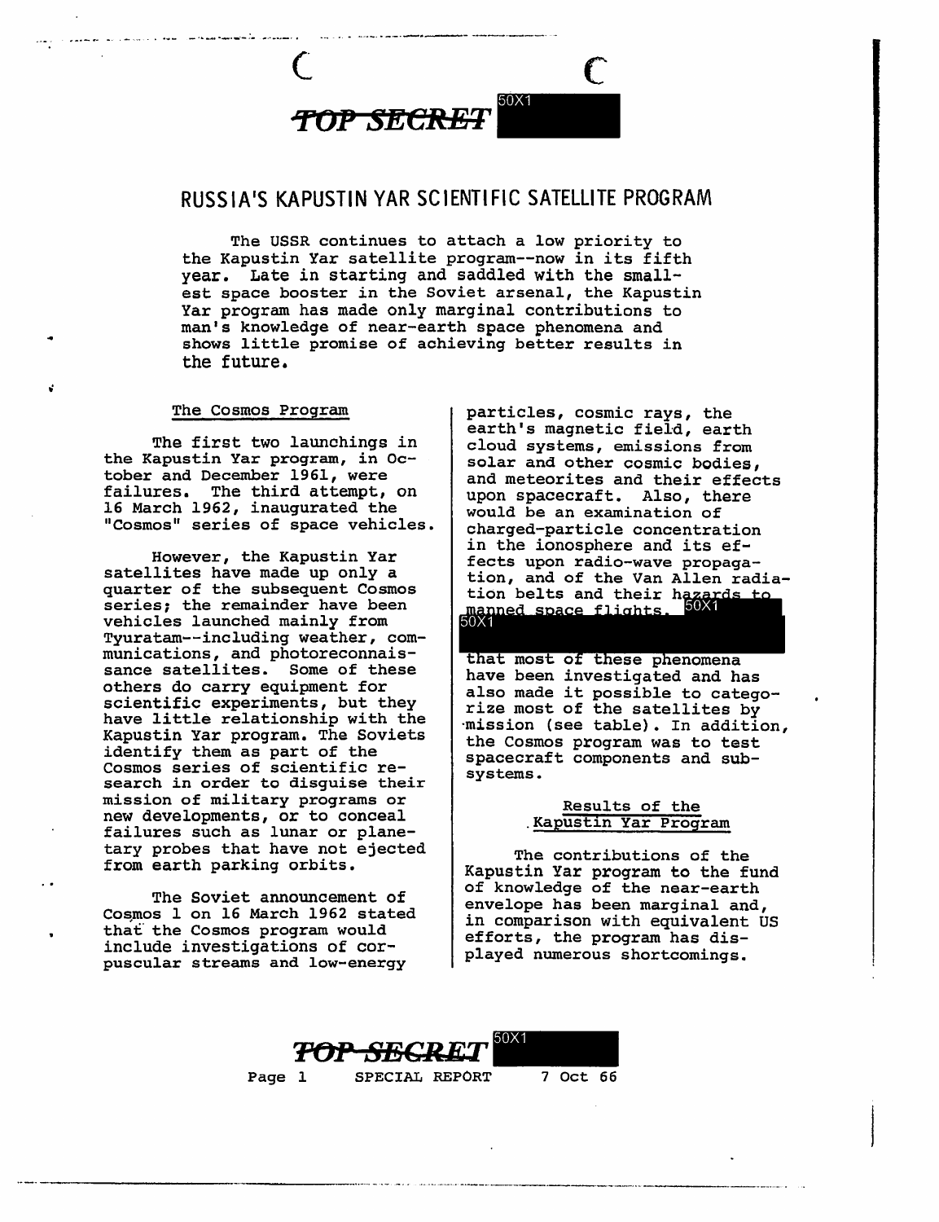# RUSSIA'S KAPUSTIN YAR SCIENTIFIC SATELLITE PROGRAM

The USSR continues to attach a low priority to the Kapustin Yar satellite program--now in its fifth year. Late in starting and saddled with the smallest space booster in the Soviet arsenal, the Kapustin Yar program has made only marginal contributions to man's knowledge of near-earth space phenomena and shows little promise of achieving better results in the future.

## The Cosmos Program

The first two launchings in the Kapustin Yar program, in October and December 1961, were failures. The third attempt, on 16 March 1962, inaugurated the "Cosmos" series of space vehicles.

However, the Kapustin Yar satellites have made up only a quarter of the subsequent Cosmos series; the remainder have been vehicles launched mainly from Tyuratam--including weather, communications, and photoreconnaissance satellites. Some of these others do carry equipment for scientific experiments, but they have little relationship with the Kapustin Yar program. The Soviets identify them as part of the Cosmos series of scientific research in order to disguise their mission of military programs or new developments, or to conceal failures such as lunar or planetary probes that have not ejected from earth parking orbits.

The Soviet announcement of Cosmos 1 on 16 March 1962 stated that the Cosmos program would include investigations of corpuscular streams and low-energy particles, cosmic rays, the earth's magnetic field, earth cloud systems, emissions from solar and other cosmic bodies, and meteorites and their effects upon spacecraft. Also, there would be an examination of charged-particle concentration in the ionosphere and its effects upon radio-wave propagation, and of the Van Allen radiation belts and their hazards to manned space flights. 50X1 50X1 that most of these phenomena have been investigated and has also made it possible to categorize most of the satellites by mission (see table). In addition, the Cosmos program was to test spacecraft components and subsystems.

## Results of the Kapustin Yar Program

The contributions of the Kapustin Yar program to the fund of knowledge of the near-earth envelope has been marginal and, in comparison with equivalent US efforts, the program has displayed numerous shortcomings.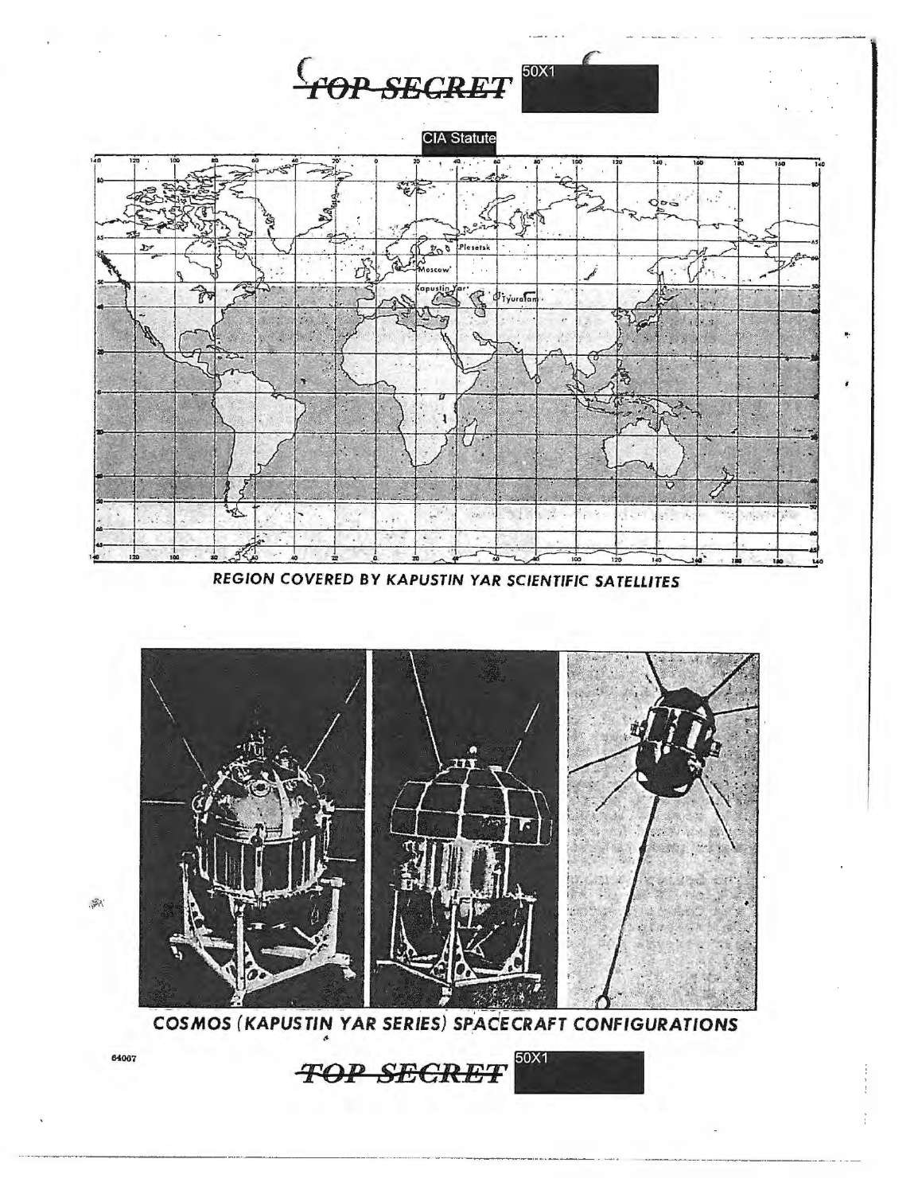TOP SECRET 50X1

CIA Statute

REGION COVERED BY KAPUSTIN YAR SCIENTIFIC SATELLITES

COSMOS (KAPUSTIN YAR SERIES) SPACECRAFT CONFIGURATIONS

64067

TOP SECRET 50X1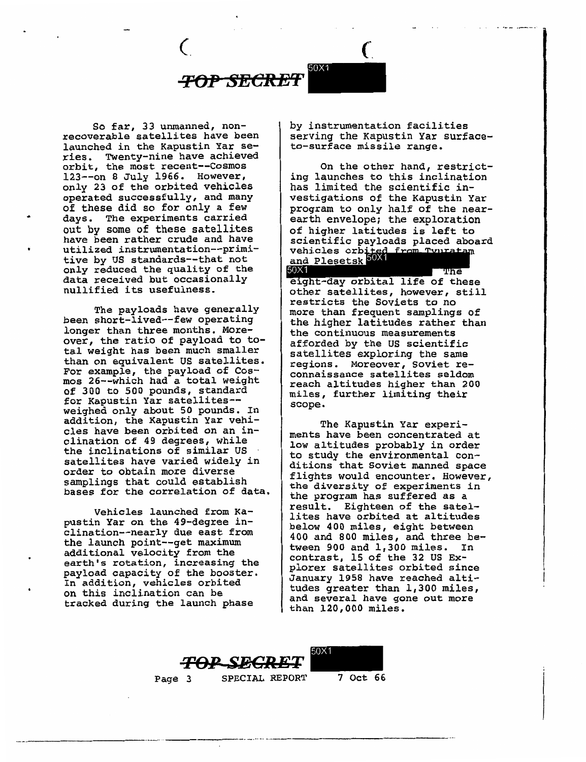So far, 33 unmanned, non-recoverable satellites have been launched in the Kapustin Yar series. Twenty-nine have achieved orbit, the most recent--Cosmos 123--on 8 July 1966. However, only 23 of the orbited vehicles operated successfully, and many of these did so for only a few days. The experiments carried out by some of these satellites have been rather crude and have utilized instrumentation--primitive by US standards--that not only reduced the quality of the data received but occasionally nullified its usefulness.

The payloads have generally been short-lived--few operating longer than three months. Moreover, the ratio of payload to total weight has been much smaller than on equivalent US satellites. For example, the payload of Cosmos 26--which had a total weight of 300 to 500 pounds, standard for Kapustin Yar satellites--weighed only about 50 pounds. In addition, the Kapustin Yar vehicles have been orbited on an inclination of 49 degrees, while the inclinations of similar US satellites have varied widely in order to obtain more diverse samplings that could establish bases for the correlation of data.

Vehicles launched from Kapustin Yar on the 49-degree inclination--nearly due east from the launch point--get maximum additional velocity from the earth's rotation, increasing the payload capacity of the booster. In addition, vehicles orbited on this inclination can be tracked during the launch phase by instrumentation facilities serving the Kapustin Yar surface-to-surface missile range.

On the other hand, restricting launches to this inclination has limited the scientific investigations of the Kapustin Yar program to only half of the near-earth envelope; the exploration of higher latitudes is left to scientific payloads placed aboard vehicles orbited from Tyuratam and Plesetsk 50X1 50X1 The eight-day orbital life of these other satellites, however, still restricts the Soviets to no more than frequent samplings of the higher latitudes rather than the continuous measurements afforded by the US scientific satellites exploring the same regions. Moreover, Soviet reconnaissance satellites seldom reach altitudes higher than 200 miles, further limiting their scope.

The Kapustin Yar experiments have been concentrated at low altitudes probably in order to study the environmental conditions that Soviet manned space flights would encounter. However, the diversity of experiments in the program has suffered as a result. Eighteen of the satellites have orbited at altitudes below 400 miles, eight between 400 and 800 miles, and three between 900 and 1,300 miles. In contrast, 15 of the 32 US Explorer satellites orbited since January 1958 have reached altitudes greater than 1,300 miles, and several have gone out more than 120,000 miles.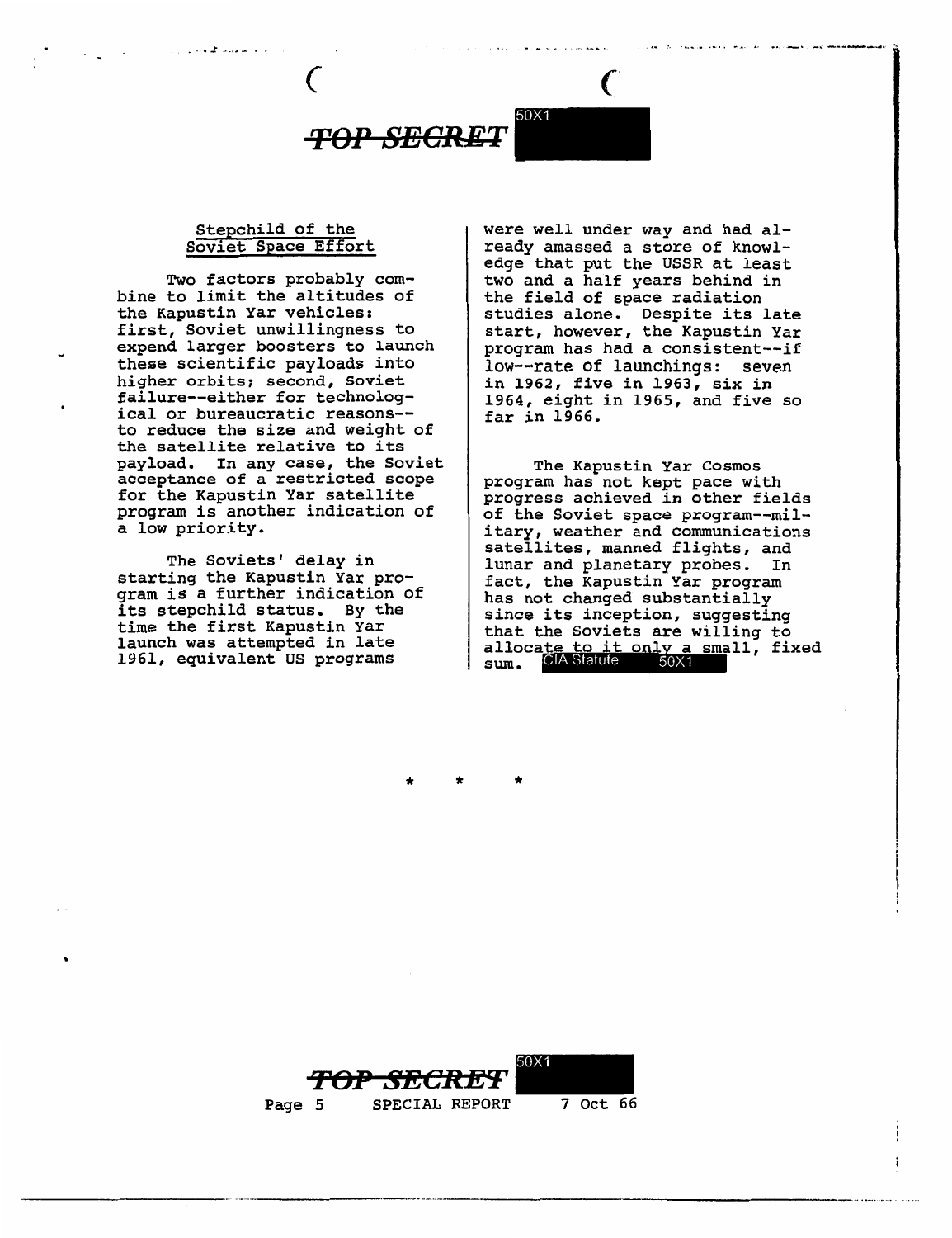## Stepchild of the Soviet Space Effort

Two factors probably combine to limit the altitudes of the Kapustin Yar vehicles: first, Soviet unwillingness to expend larger boosters to launch these scientific payloads into higher orbits; second, Soviet failure--either for technological or bureaucratic reasons--to reduce the size and weight of the satellite relative to its payload. In any case, the Soviet acceptance of a restricted scope for the Kapustin Yar satellite program is another indication of a low priority.

The Soviets' delay in starting the Kapustin Yar program is a further indication of its stepchild status. By the time the first Kapustin Yar launch was attempted in late 1961, equivalent US programs were well under way and had already amassed a store of knowledge that put the USSR at least two and a half years behind in the field of space radiation studies alone. Despite its late start, however, the Kapustin Yar program has had a consistent--if low--rate of launchings: seven in 1962, five in 1963, six in 1964, eight in 1965, and five so far in 1966.

The Kapustin Yar Cosmos program has not kept pace with progress achieved in other fields of the Soviet space program--military, weather and communications satellites, manned flights, and lunar and planetary probes. In fact, the Kapustin Yar program has not changed substantially since its inception, suggesting that the Soviets are willing to allocate to it only a small, fixed sum. CIA Statute 50X1

\* \* \*